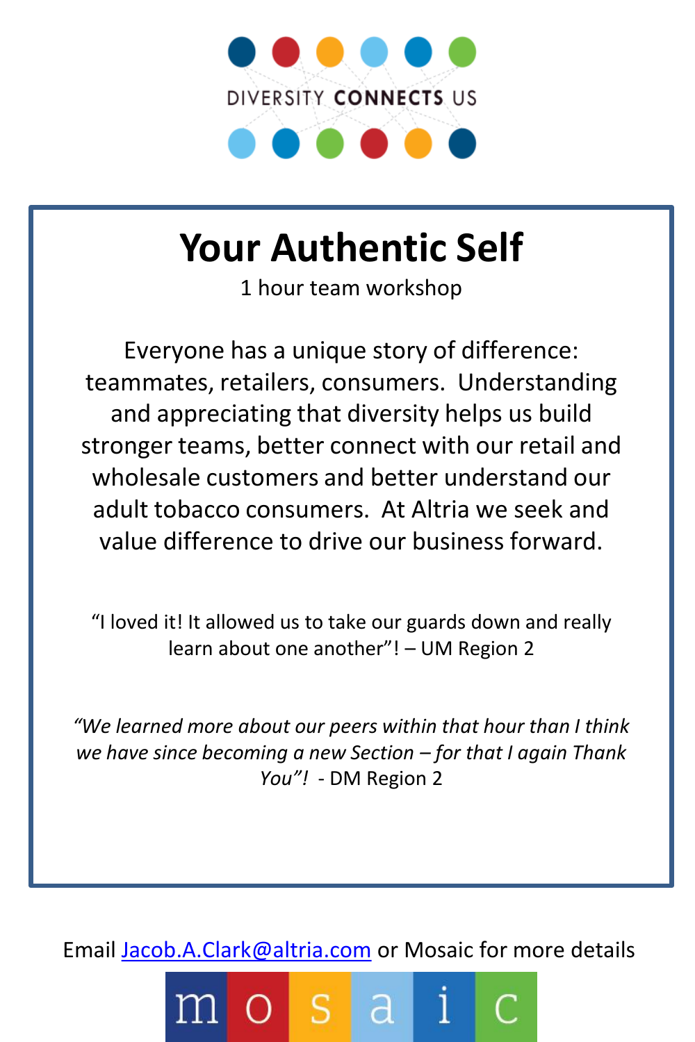DIVERSITY **CONNECTS** US

# Your Authentic Self

1 hour team workshop

Everyone has a unique story of difference: teammates, retailers, consumers. Understanding and appreciating that diversity helps us build stronger teams, better connect with our retail and wholesale customers and better understand our adult tobacco consumers. At Altria we seek and value difference to drive our business forward.

"I loved it! It allowed us to take our guards down and really learn about one another"! – UM Region 2

*"We learned more about our peers within that hour than I think we have since becoming a new Section – for that I again Thank You"!* - DM Region 2

Email [Jacob.A.Clark@altria.com](mailto:Jacob.A.Clark@altria.com) or Mosaic for more details

mosaic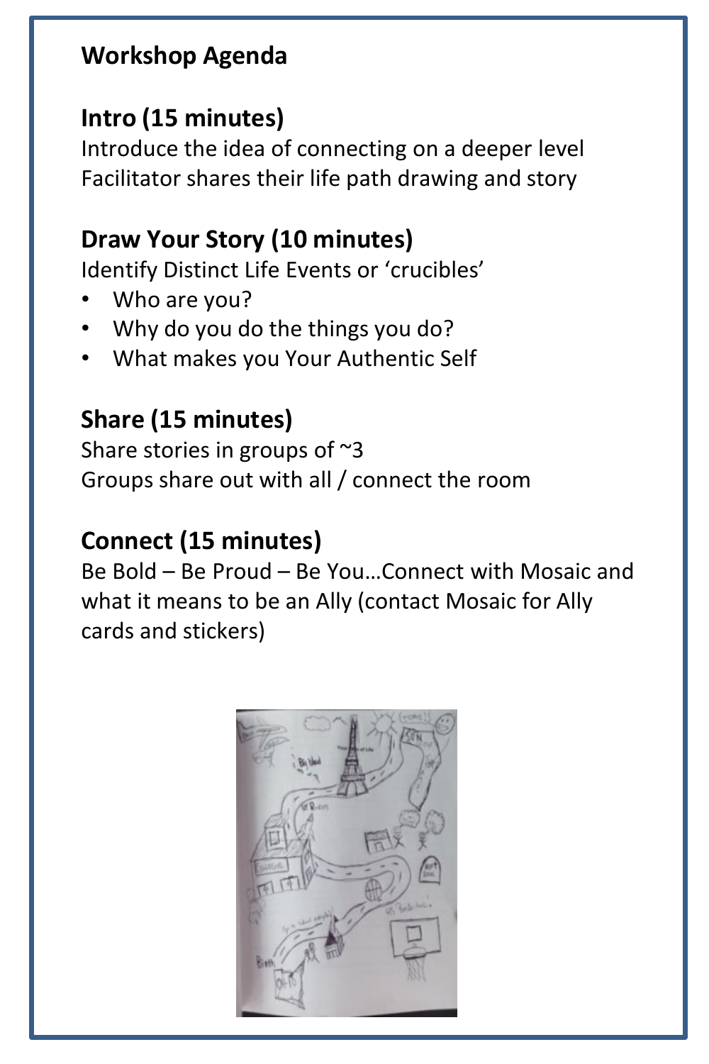## Workshop Agenda

### Intro (15 minutes)

Introduce the idea of connecting on a deeper level
Facilitator shares their life path drawing and story

### Draw Your Story (10 minutes)

Identify Distinct Life Events or 'crucibles'

- Who are you?
- Why do you do the things you do?
- What makes you Your Authentic Self

### Share (15 minutes)

Share stories in groups of ~3
Groups share out with all / connect the room

### Connect (15 minutes)

Be Bold – Be Proud – Be You…Connect with Mosaic and what it means to be an Ally (contact Mosaic for Ally cards and stickers)